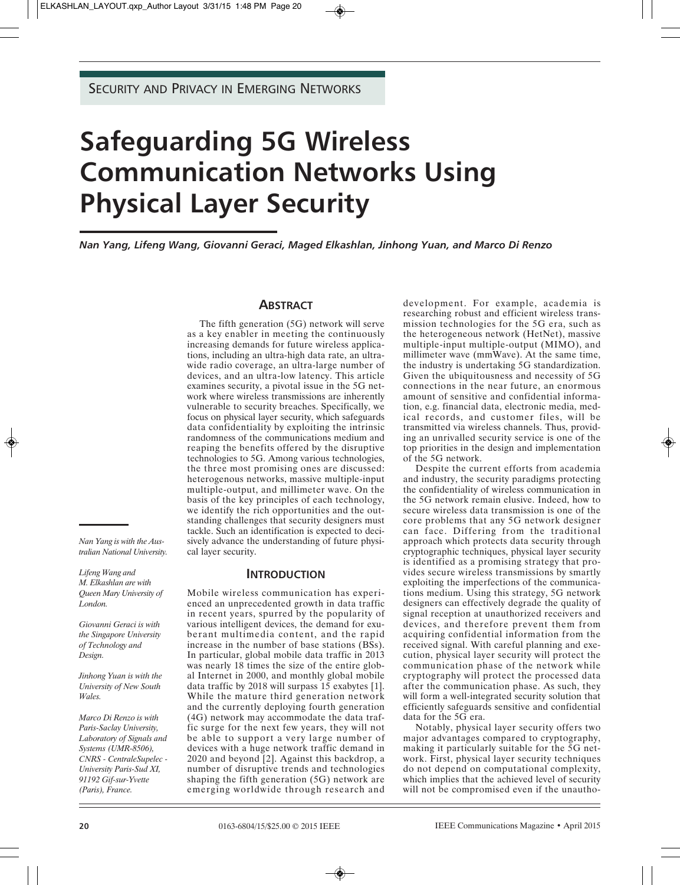Security and Privacy in Emerging Networks

# Safeguarding 5G Wireless Communication Networks Using Physical Layer Security

*Nan Yang, Lifeng Wang, Giovanni Geraci, Maged Elkashlan, Jinhong Yuan, and Marco Di Renzo*

*Nan Yang is with the Australian National University.*

*Lifeng Wang and M. Elkashlan are with Queen Mary University of London.*

*Giovanni Geraci is with the Singapore University of Technology and Design.*

*Jinhong Yuan is with the University of New South Wales.*

*Marco Di Renzo is with Paris-Saclay University, Laboratory of Signals and Systems (UMR-8506), CNRS - CentraleSupelec - University Paris-Sud XI, 91192 Gif-sur-Yvette (Paris), France.*

## Abstract

The fifth generation (5G) network will serve as a key enabler in meeting the continuously increasing demands for future wireless applications, including an ultra-high data rate, an ultra-wide radio coverage, an ultra-large number of devices, and an ultra-low latency. This article examines security, a pivotal issue in the 5G network where wireless transmissions are inherently vulnerable to security breaches. Specifically, we focus on physical layer security, which safeguards data confidentiality by exploiting the intrinsic randomness of the communications medium and reaping the benefits offered by the disruptive technologies to 5G. Among various technologies, the three most promising ones are discussed: heterogenous networks, massive multiple-input multiple-output, and millimeter wave. On the basis of the key principles of each technology, we identify the rich opportunities and the outstanding challenges that security designers must tackle. Such an identification is expected to decisively advance the understanding of future physical layer security.

## Introduction

Mobile wireless communication has experienced an unprecedented growth in data traffic in recent years, spurred by the popularity of various intelligent devices, the demand for exuberant multimedia content, and the rapid increase in the number of base stations (BSs). In particular, global mobile data traffic in 2013 was nearly 18 times the size of the entire global Internet in 2000, and monthly global mobile data traffic by 2018 will surpass 15 exabytes [1]. While the mature third generation network and the currently deploying fourth generation (4G) network may accommodate the data traffic surge for the next few years, they will not be able to support a very large number of devices with a huge network traffic demand in 2020 and beyond [2]. Against this backdrop, a number of disruptive trends and technologies shaping the fifth generation (5G) network are emerging worldwide through research and development. For example, academia is researching robust and efficient wireless transmission technologies for the 5G era, such as the heterogeneous network (HetNet), massive multiple-input multiple-output (MIMO), and millimeter wave (mmWave). At the same time, the industry is undertaking 5G standardization. Given the ubiquitousness and necessity of 5G connections in the near future, an enormous amount of sensitive and confidential information, e.g. financial data, electronic media, medical records, and customer files, will be transmitted via wireless channels. Thus, providing an unrivalled security service is one of the top priorities in the design and implementation of the 5G network.

Despite the current efforts from academia and industry, the security paradigms protecting the confidentiality of wireless communication in the 5G network remain elusive. Indeed, how to secure wireless data transmission is one of the core problems that any 5G network designer can face. Differing from the traditional approach which protects data security through cryptographic techniques, physical layer security is identified as a promising strategy that provides secure wireless transmissions by smartly exploiting the imperfections of the communications medium. Using this strategy, 5G network designers can effectively degrade the quality of signal reception at unauthorized receivers and devices, and therefore prevent them from acquiring confidential information from the received signal. With careful planning and execution, physical layer security will protect the communication phase of the network while cryptography will protect the processed data after the communication phase. As such, they will form a well-integrated security solution that efficiently safeguards sensitive and confidential data for the 5G era.

Notably, physical layer security offers two major advantages compared to cryptography, making it particularly suitable for the 5G network. First, physical layer security techniques do not depend on computational complexity, which implies that the achieved level of security will not be compromised even if the unautho-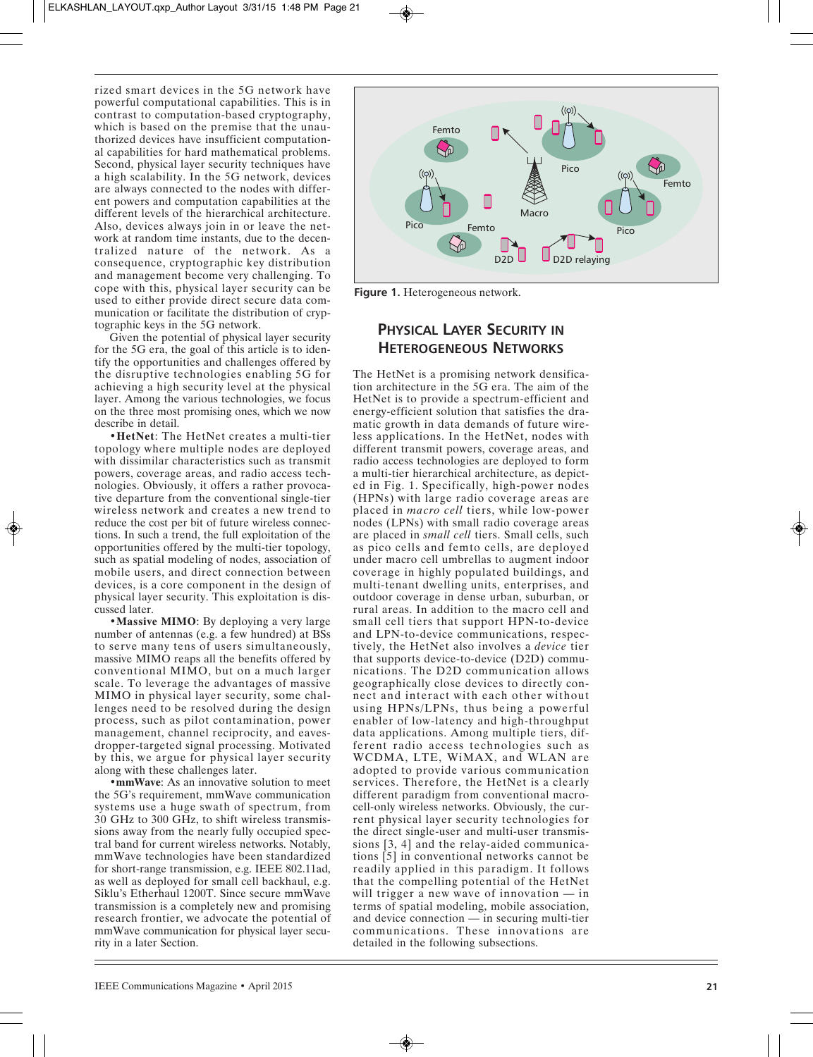rized smart devices in the 5G network have powerful computational capabilities. This is in contrast to computation-based cryptography, which is based on the premise that the unauthorized devices have insufficient computational capabilities for hard mathematical problems. Second, physical layer security techniques have a high scalability. In the 5G network, devices are always connected to the nodes with different powers and computation capabilities at the different levels of the hierarchical architecture. Also, devices always join in or leave the network at random time instants, due to the decentralized nature of the network. As a consequence, cryptographic key distribution and management become very challenging. To cope with this, physical layer security can be used to either provide direct secure data communication or facilitate the distribution of cryptographic keys in the 5G network.

Given the potential of physical layer security for the 5G era, the goal of this article is to identify the opportunities and challenges offered by the disruptive technologies enabling 5G for achieving a high security level at the physical layer. Among the various technologies, we focus on the three most promising ones, which we now describe in detail.

- **HetNet**: The HetNet creates a multi-tier topology where multiple nodes are deployed with dissimilar characteristics such as transmit powers, coverage areas, and radio access technologies. Obviously, it offers a rather provocative departure from the conventional single-tier wireless network and creates a new trend to reduce the cost per bit of future wireless connections. In such a trend, the full exploitation of the opportunities offered by the multi-tier topology, such as spatial modeling of nodes, association of mobile users, and direct connection between devices, is a core component in the design of physical layer security. This exploitation is discussed later.
- **Massive MIMO**: By deploying a very large number of antennas (e.g. a few hundred) at BSs to serve many tens of users simultaneously, massive MIMO reaps all the benefits offered by conventional MIMO, but on a much larger scale. To leverage the advantages of massive MIMO in physical layer security, some challenges need to be resolved during the design process, such as pilot contamination, power management, channel reciprocity, and eavesdropper-targeted signal processing. Motivated by this, we argue for physical layer security along with these challenges later.
- **mmWave**: As an innovative solution to meet the 5G's requirement, mmWave communication systems use a huge swath of spectrum, from 30 GHz to 300 GHz, to shift wireless transmissions away from the nearly fully occupied spectral band for current wireless networks. Notably, mmWave technologies have been standardized for short-range transmission, e.g. IEEE 802.11ad, as well as deployed for small cell backhaul, e.g. Siklu's Etherhaul 1200T. Since secure mmWave transmission is a completely new and promising research frontier, we advocate the potential of mmWave communication for physical layer security in a later Section.

Femto
Pico
Femto
Macro
Pico
Femto
Pico
D2D
D2D relaying

**Figure 1.** Heterogeneous network.

## Physical Layer Security in Heterogeneous Networks

The HetNet is a promising network densification architecture in the 5G era. The aim of the HetNet is to provide a spectrum-efficient and energy-efficient solution that satisfies the dramatic growth in data demands of future wireless applications. In the HetNet, nodes with different transmit powers, coverage areas, and radio access technologies are deployed to form a multi-tier hierarchical architecture, as depicted in Fig. 1. Specifically, high-power nodes (HPNs) with large radio coverage areas are placed in *macro cell* tiers, while low-power nodes (LPNs) with small radio coverage areas are placed in *small cell* tiers. Small cells, such as pico cells and femto cells, are deployed under macro cell umbrellas to augment indoor coverage in highly populated buildings, and multi-tenant dwelling units, enterprises, and outdoor coverage in dense urban, suburban, or rural areas. In addition to the macro cell and small cell tiers that support HPN-to-device and LPN-to-device communications, respectively, the HetNet also involves a *device* tier that supports device-to-device (D2D) communications. The D2D communication allows geographically close devices to directly connect and interact with each other without using HPNs/LPNs, thus being a powerful enabler of low-latency and high-throughput data applications. Among multiple tiers, different radio access technologies such as WCDMA, LTE, WiMAX, and WLAN are adopted to provide various communication services. Therefore, the HetNet is a clearly different paradigm from conventional macro-cell-only wireless networks. Obviously, the current physical layer security technologies for the direct single-user and multi-user transmissions [3, 4] and the relay-aided communications [5] in conventional networks cannot be readily applied in this paradigm. It follows that the compelling potential of the HetNet will trigger a new wave of innovation — in terms of spatial modeling, mobile association, and device connection — in securing multi-tier communications. These innovations are detailed in the following subsections.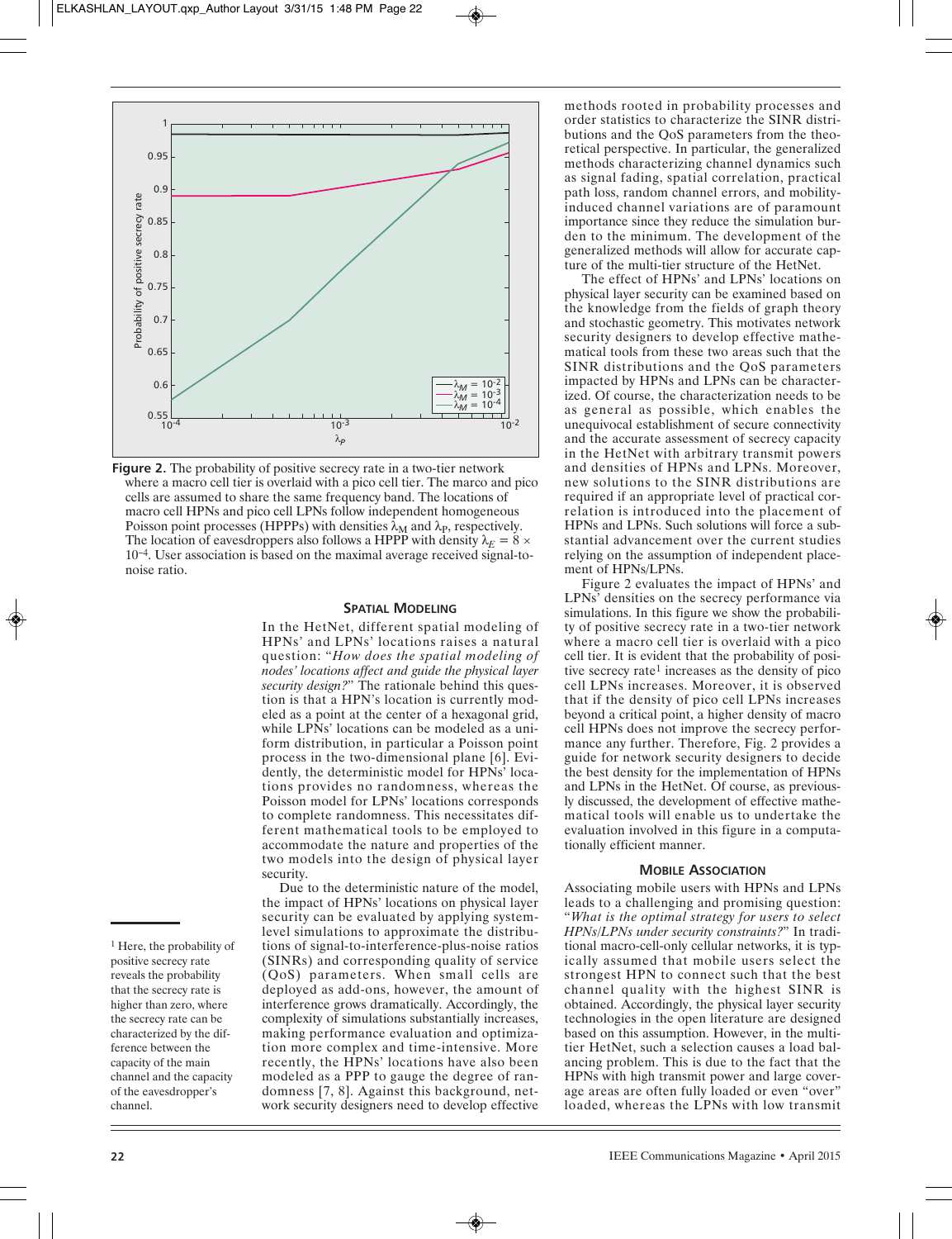**Figure 2.** The probability of positive secrecy rate in a two-tier network where a macro cell tier is overlaid with a pico cell tier. The marco and pico cells are assumed to share the same frequency band. The locations of macro cell HPNs and pico cell LPNs follow independent homogeneous Poisson point processes (HPPPs) with densities $\lambda_M$ and $\lambda_P$, respectively. The location of eavesdroppers also follows a HPPP with density $\lambda_E = 8 \times 10^{-4}$. User association is based on the maximal average received signal-to-noise ratio.

## Spatial Modeling

In the HetNet, different spatial modeling of HPNs' and LPNs' locations raises a natural question: "*How does the spatial modeling of nodes' locations affect and guide the physical layer security design?*" The rationale behind this question is that a HPN's location is currently modeled as a point at the center of a hexagonal grid, while LPNs' locations can be modeled as a uniform distribution, in particular a Poisson point process in the two-dimensional plane [6]. Evidently, the deterministic model for HPNs' locations provides no randomness, whereas the Poisson model for LPNs' locations corresponds to complete randomness. This necessitates different mathematical tools to be employed to accommodate the nature and properties of the two models into the design of physical layer security.

Due to the deterministic nature of the model, the impact of HPNs' locations on physical layer security can be evaluated by applying system-level simulations to approximate the distributions of signal-to-interference-plus-noise ratios (SINRs) and corresponding quality of service (QoS) parameters. When small cells are deployed as add-ons, however, the amount of interference grows dramatically. Accordingly, the complexity of simulations substantially increases, making performance evaluation and optimization more complex and time-intensive. More recently, the HPNs' locations have also been modeled as a PPP to gauge the degree of randomness [7, 8]. Against this background, network security designers need to develop effective methods rooted in probability processes and order statistics to characterize the SINR distributions and the QoS parameters from the theoretical perspective. In particular, the generalized methods characterizing channel dynamics such as signal fading, spatial correlation, practical path loss, random channel errors, and mobility-induced channel variations are of paramount importance since they reduce the simulation burden to the minimum. The development of the generalized methods will allow for accurate capture of the multi-tier structure of the HetNet.

The effect of HPNs' and LPNs' locations on physical layer security can be examined based on the knowledge from the fields of graph theory and stochastic geometry. This motivates network security designers to develop effective mathematical tools from these two areas such that the SINR distributions and the QoS parameters impacted by HPNs and LPNs can be characterized. Of course, the characterization needs to be as general as possible, which enables the unequivocal establishment of secure connectivity and the accurate assessment of secrecy capacity in the HetNet with arbitrary transmit powers and densities of HPNs and LPNs. Moreover, new solutions to the SINR distributions are required if an appropriate level of practical correlation is introduced into the placement of HPNs and LPNs. Such solutions will force a substantial advancement over the current studies relying on the assumption of independent placement of HPNs/LPNs.

Figure 2 evaluates the impact of HPNs' and LPNs' densities on the secrecy performance via simulations. In this figure we show the probability of positive secrecy rate in a two-tier network where a macro cell tier is overlaid with a pico cell tier. It is evident that the probability of positive secrecy rate[1] increases as the density of pico cell LPNs increases. Moreover, it is observed that if the density of pico cell LPNs increases beyond a critical point, a higher density of macro cell HPNs does not improve the secrecy performance any further. Therefore, Fig. 2 provides a guide for network security designers to decide the best density for the implementation of HPNs and LPNs in the HetNet. Of course, as previously discussed, the development of effective mathematical tools will enable us to undertake the evaluation involved in this figure in a computationally efficient manner.

## Mobile Association

Associating mobile users with HPNs and LPNs leads to a challenging and promising question: "*What is the optimal strategy for users to select HPNs/LPNs under security constraints?*" In traditional macro-cell-only cellular networks, it is typically assumed that mobile users select the strongest HPN to connect such that the best channel quality with the highest SINR is obtained. Accordingly, the physical layer security technologies in the open literature are designed based on this assumption. However, in the multi-tier HetNet, such a selection causes a load balancing problem. This is due to the fact that the HPNs with high transmit power and large coverage areas are often fully loaded or even "over" loaded, whereas the LPNs with low transmit

[1] Here, the probability of positive secrecy rate reveals the probability that the secrecy rate is higher than zero, where the secrecy rate can be characterized by the difference between the capacity of the main channel and the capacity of the eavesdropper's channel.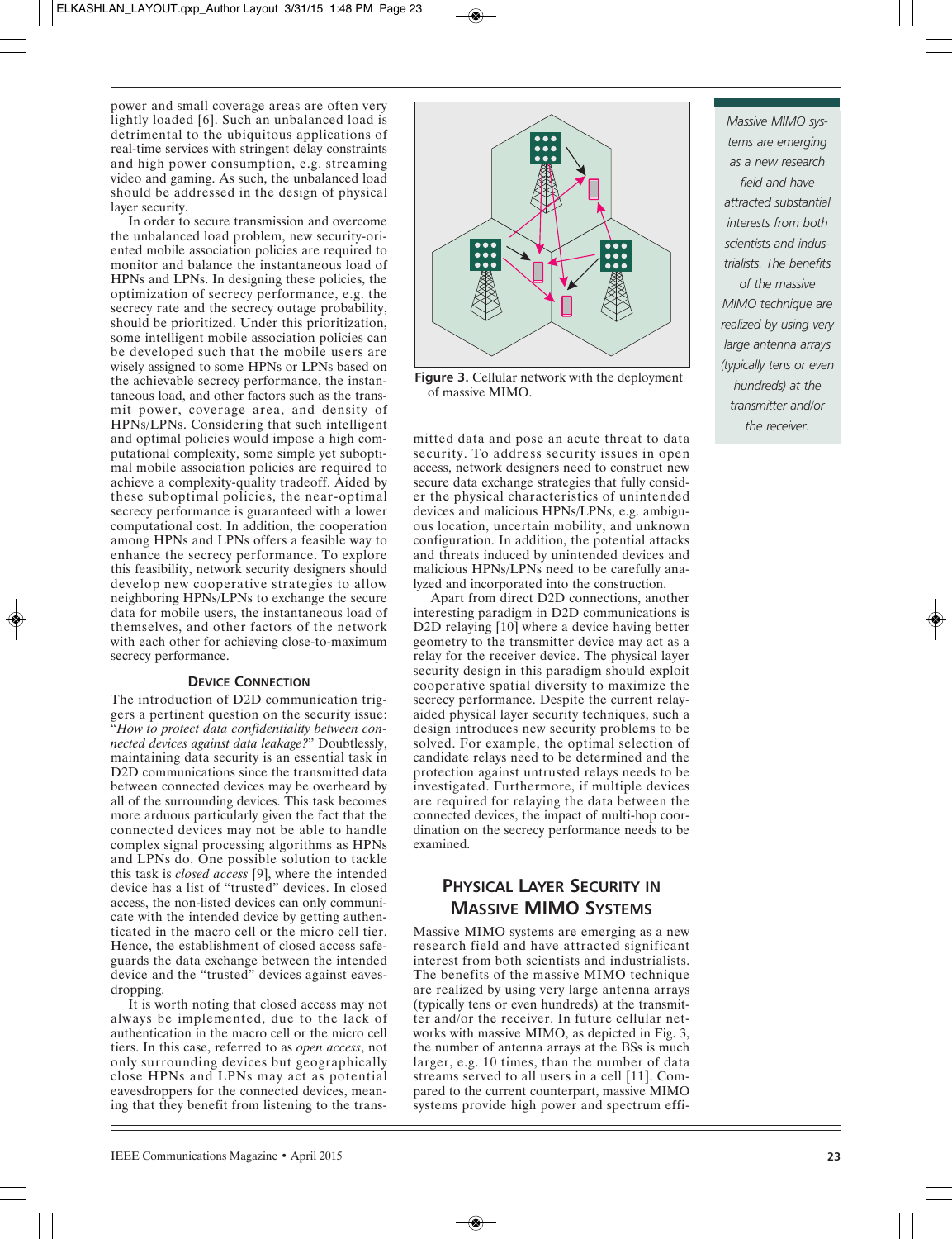power and small coverage areas are often very lightly loaded [6]. Such an unbalanced load is detrimental to the ubiquitous applications of real-time services with stringent delay constraints and high power consumption, e.g. streaming video and gaming. As such, the unbalanced load should be addressed in the design of physical layer security.

In order to secure transmission and overcome the unbalanced load problem, new security-oriented mobile association policies are required to monitor and balance the instantaneous load of HPNs and LPNs. In designing these policies, the optimization of secrecy performance, e.g. the secrecy rate and the secrecy outage probability, should be prioritized. Under this prioritization, some intelligent mobile association policies can be developed such that the mobile users are wisely assigned to some HPNs or LPNs based on the achievable secrecy performance, the instantaneous load, and other factors such as the transmit power, coverage area, and density of HPNs/LPNs. Considering that such intelligent and optimal policies would impose a high computational complexity, some simple yet suboptimal mobile association policies are required to achieve a complexity-quality tradeoff. Aided by these suboptimal policies, the near-optimal secrecy performance is guaranteed with a lower computational cost. In addition, the cooperation among HPNs and LPNs offers a feasible way to enhance the secrecy performance. To explore this feasibility, network security designers should develop new cooperative strategies to allow neighboring HPNs/LPNs to exchange the secure data for mobile users, the instantaneous load of themselves, and other factors of the network with each other for achieving close-to-maximum secrecy performance.

### Device Connection

The introduction of D2D communication triggers a pertinent question on the security issue: "*How to protect data confidentiality between connected devices against data leakage?*" Doubtlessly, maintaining data security is an essential task in D2D communications since the transmitted data between connected devices may be overheard by all of the surrounding devices. This task becomes more arduous particularly given the fact that the connected devices may not be able to handle complex signal processing algorithms as HPNs and LPNs do. One possible solution to tackle this task is *closed access* [9], where the intended device has a list of "trusted" devices. In closed access, the non-listed devices can only communicate with the intended device by getting authenticated in the macro cell or the micro cell tier. Hence, the establishment of closed access safeguards the data exchange between the intended device and the "trusted" devices against eavesdropping.

It is worth noting that closed access may not always be implemented, due to the lack of authentication in the macro cell or the micro cell tiers. In this case, referred to as *open access*, not only surrounding devices but geographically close HPNs and LPNs may act as potential eavesdroppers for the connected devices, meaning that they benefit from listening to the transmitted data and pose an acute threat to data security. To address security issues in open access, network designers need to construct new secure data exchange strategies that fully consider the physical characteristics of unintended devices and malicious HPNs/LPNs, e.g. ambiguous location, uncertain mobility, and unknown configuration. In addition, the potential attacks and threats induced by unintended devices and malicious HPNs/LPNs need to be carefully analyzed and incorporated into the construction.

Apart from direct D2D connections, another interesting paradigm in D2D communications is D2D relaying [10] where a device having better geometry to the transmitter device may act as a relay for the receiver device. The physical layer security design in this paradigm should exploit cooperative spatial diversity to maximize the secrecy performance. Despite the current relay-aided physical layer security techniques, such a design introduces new security problems to be solved. For example, the optimal selection of candidate relays need to be determined and the protection against untrusted relays needs to be investigated. Furthermore, if multiple devices are required for relaying the data between the connected devices, the impact of multi-hop coordination on the secrecy performance needs to be examined.

Figure 3. Cellular network with the deployment of massive MIMO.

*Massive MIMO systems are emerging as a new research field and have attracted substantial interests from both scientists and industrialists. The benefits of the massive MIMO technique are realized by using very large antenna arrays (typically tens or even hundreds) at the transmitter and/or the receiver.*

## Physical Layer Security in Massive MIMO Systems

Massive MIMO systems are emerging as a new research field and have attracted significant interest from both scientists and industrialists. The benefits of the massive MIMO technique are realized by using very large antenna arrays (typically tens or even hundreds) at the transmitter and/or the receiver. In future cellular networks with massive MIMO, as depicted in Fig. 3, the number of antenna arrays at the BSs is much larger, e.g. 10 times, than the number of data streams served to all users in a cell [11]. Compared to the current counterpart, massive MIMO systems provide high power and spectrum effi-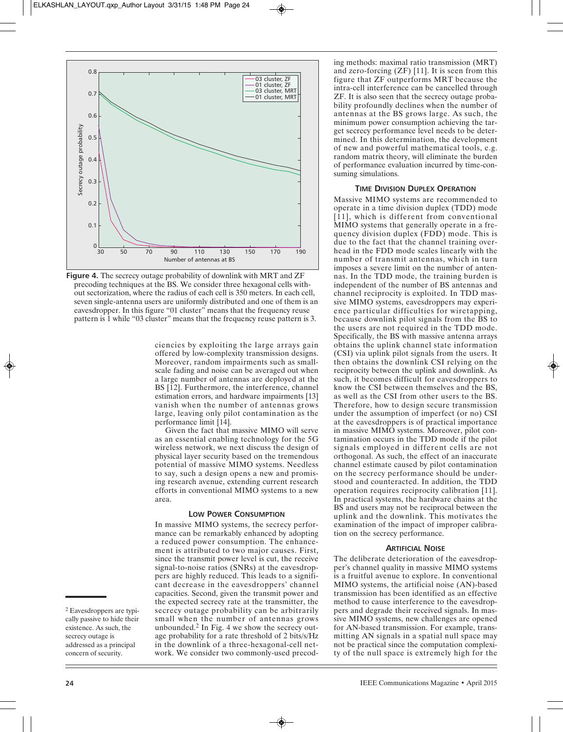0.8
0.7
0.6
0.5
0.4
0.3
0.2
0.1
0
Secrecy outage probability
30 50 70 90 110 130 150 170 190
Number of antennas at BS
03 cluster, ZF
01 cluster, ZF
03 cluster, MRT
01 cluster, MRT

**Figure 4.** The secrecy outage probability of downlink with MRT and ZF precoding techniques at the BS. We consider three hexagonal cells without sectorization, where the radius of each cell is 350 meters. In each cell, seven single-antenna users are uniformly distributed and one of them is an eavesdropper. In this figure "01 cluster" means that the frequency reuse pattern is 1 while "03 cluster" means that the frequency reuse pattern is 3.

ciencies by exploiting the large arrays gain offered by low-complexity transmission designs. Moreover, random impairments such as small-scale fading and noise can be averaged out when a large number of antennas are deployed at the BS [12]. Furthermore, the interference, channel estimation errors, and hardware impairments [13] vanish when the number of antennas grows large, leaving only pilot contamination as the performance limit [14].

Given the fact that massive MIMO will serve as an essential enabling technology for the 5G wireless network, we next discuss the design of physical layer security based on the tremendous potential of massive MIMO systems. Needless to say, such a design opens a new and promising research avenue, extending current research efforts in conventional MIMO systems to a new area.

### Low Power Consumption

In massive MIMO systems, the secrecy performance can be remarkably enhanced by adopting a reduced power consumption. The enhancement is attributed to two major causes. First, since the transmit power level is cut, the receive signal-to-noise ratios (SNRs) at the eavesdroppers are highly reduced. This leads to a significant decrease in the eavesdroppers' channel capacities. Second, given the transmit power and the expected secrecy rate at the transmitter, the secrecy outage probability can be arbitrarily small when the number of antennas grows unbounded.[2] In Fig. 4 we show the secrecy outage probability for a rate threshold of 2 bits/s/Hz in the downlink of a three-hexagonal-cell network. We consider two commonly-used precoding methods: maximal ratio transmission (MRT) and zero-forcing (ZF) [11]. It is seen from this figure that ZF outperforms MRT because the intra-cell interference can be cancelled through ZF. It is also seen that the secrecy outage probability profoundly declines when the number of antennas at the BS grows large. As such, the minimum power consumption achieving the target secrecy performance level needs to be determined. In this determination, the development of new and powerful mathematical tools, e.g. random matrix theory, will eliminate the burden of performance evaluation incurred by time-consuming simulations.

[2] Eavesdroppers are typically passive to hide their existence. As such, the secrecy outage is addressed as a principal concern of security.

### Time Division Duplex Operation

Massive MIMO systems are recommended to operate in a time division duplex (TDD) mode [11], which is different from conventional MIMO systems that generally operate in a frequency division duplex (FDD) mode. This is due to the fact that the channel training overhead in the FDD mode scales linearly with the number of transmit antennas, which in turn imposes a severe limit on the number of antennas. In the TDD mode, the training burden is independent of the number of BS antennas and channel reciprocity is exploited. In TDD massive MIMO systems, eavesdroppers may experience particular difficulties for wiretapping, because downlink pilot signals from the BS to the users are not required in the TDD mode. Specifically, the BS with massive antenna arrays obtains the uplink channel state information (CSI) via uplink pilot signals from the users. It then obtains the downlink CSI relying on the reciprocity between the uplink and downlink. As such, it becomes difficult for eavesdroppers to know the CSI between themselves and the BS, as well as the CSI from other users to the BS. Therefore, how to design secure transmission under the assumption of imperfect (or no) CSI at the eavesdroppers is of practical importance in massive MIMO systems. Moreover, pilot contamination occurs in the TDD mode if the pilot signals employed in different cells are not orthogonal. As such, the effect of an inaccurate channel estimate caused by pilot contamination on the secrecy performance should be understood and counteracted. In addition, the TDD operation requires reciprocity calibration [11]. In practical systems, the hardware chains at the BS and users may not be reciprocal between the uplink and the downlink. This motivates the examination of the impact of improper calibration on the secrecy performance.

### Artificial Noise

The deliberate deterioration of the eavesdropper's channel quality in massive MIMO systems is a fruitful avenue to explore. In conventional MIMO systems, the artificial noise (AN)-based transmission has been identified as an effective method to cause interference to the eavesdroppers and degrade their received signals. In massive MIMO systems, new challenges are opened for AN-based transmission. For example, transmitting AN signals in a spatial null space may not be practical since the computation complexity of the null space is extremely high for the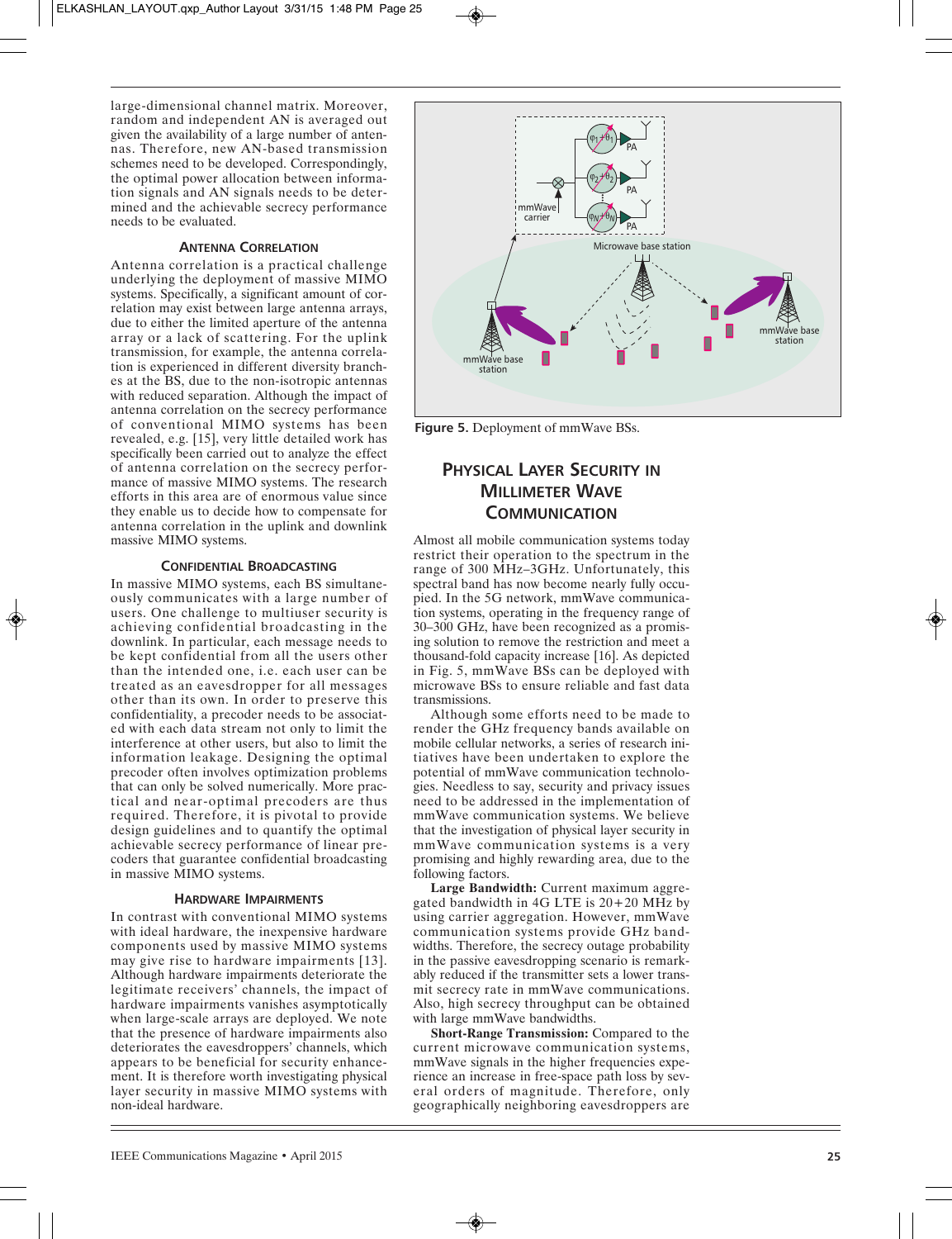large-dimensional channel matrix. Moreover, random and independent AN is averaged out given the availability of a large number of antennas. Therefore, new AN-based transmission schemes need to be developed. Correspondingly, the optimal power allocation between information signals and AN signals needs to be determined and the achievable secrecy performance needs to be evaluated.

### ANTENNA CORRELATION

Antenna correlation is a practical challenge underlying the deployment of massive MIMO systems. Specifically, a significant amount of correlation may exist between large antenna arrays, due to either the limited aperture of the antenna array or a lack of scattering. For the uplink transmission, for example, the antenna correlation is experienced in different diversity branches at the BS, due to the non-isotropic antennas with reduced separation. Although the impact of antenna correlation on the secrecy performance of conventional MIMO systems has been revealed, e.g. [15], very little detailed work has specifically been carried out to analyze the effect of antenna correlation on the secrecy performance of massive MIMO systems. The research efforts in this area are of enormous value since they enable us to decide how to compensate for antenna correlation in the uplink and downlink massive MIMO systems.

### CONFIDENTIAL BROADCASTING

In massive MIMO systems, each BS simultaneously communicates with a large number of users. One challenge to multiuser security is achieving confidential broadcasting in the downlink. In particular, each message needs to be kept confidential from all the users other than the intended one, i.e. each user can be treated as an eavesdropper for all messages other than its own. In order to preserve this confidentiality, a precoder needs to be associated with each data stream not only to limit the interference at other users, but also to limit the information leakage. Designing the optimal precoder often involves optimization problems that can only be solved numerically. More practical and near-optimal precoders are thus required. Therefore, it is pivotal to provide design guidelines and to quantify the optimal achievable secrecy performance of linear precoders that guarantee confidential broadcasting in massive MIMO systems.

### HARDWARE IMPAIRMENTS

In contrast with conventional MIMO systems with ideal hardware, the inexpensive hardware components used by massive MIMO systems may give rise to hardware impairments [13]. Although hardware impairments deteriorate the legitimate receivers' channels, the impact of hardware impairments vanishes asymptotically when large-scale arrays are deployed. We note that the presence of hardware impairments also deteriorates the eavesdroppers' channels, which appears to be beneficial for security enhancement. It is therefore worth investigating physical layer security in massive MIMO systems with non-ideal hardware.

PA

PA

PA

mmWave carrier

Microwave base station

mmWave base station

mmWave base station

**Figure 5.** Deployment of mmWave BSs.

## PHYSICAL LAYER SECURITY IN MILLIMETER WAVE COMMUNICATION

Almost all mobile communication systems today restrict their operation to the spectrum in the range of 300 MHz–3GHz. Unfortunately, this spectral band has now become nearly fully occupied. In the 5G network, mmWave communication systems, operating in the frequency range of 30–300 GHz, have been recognized as a promising solution to remove the restriction and meet a thousand-fold capacity increase [16]. As depicted in Fig. 5, mmWave BSs can be deployed with microwave BSs to ensure reliable and fast data transmissions.

Although some efforts need to be made to render the GHz frequency bands available on mobile cellular networks, a series of research initiatives have been undertaken to explore the potential of mmWave communication technologies. Needless to say, security and privacy issues need to be addressed in the implementation of mmWave communication systems. We believe that the investigation of physical layer security in mmWave communication systems is a very promising and highly rewarding area, due to the following factors.

**Large Bandwidth:** Current maximum aggregated bandwidth in 4G LTE is 20+20 MHz by using carrier aggregation. However, mmWave communication systems provide GHz bandwidths. Therefore, the secrecy outage probability in the passive eavesdropping scenario is remarkably reduced if the transmitter sets a lower transmit secrecy rate in mmWave communications. Also, high secrecy throughput can be obtained with large mmWave bandwidths.

**Short-Range Transmission:** Compared to the current microwave communication systems, mmWave signals in the higher frequencies experience an increase in free-space path loss by several orders of magnitude. Therefore, only geographically neighboring eavesdroppers are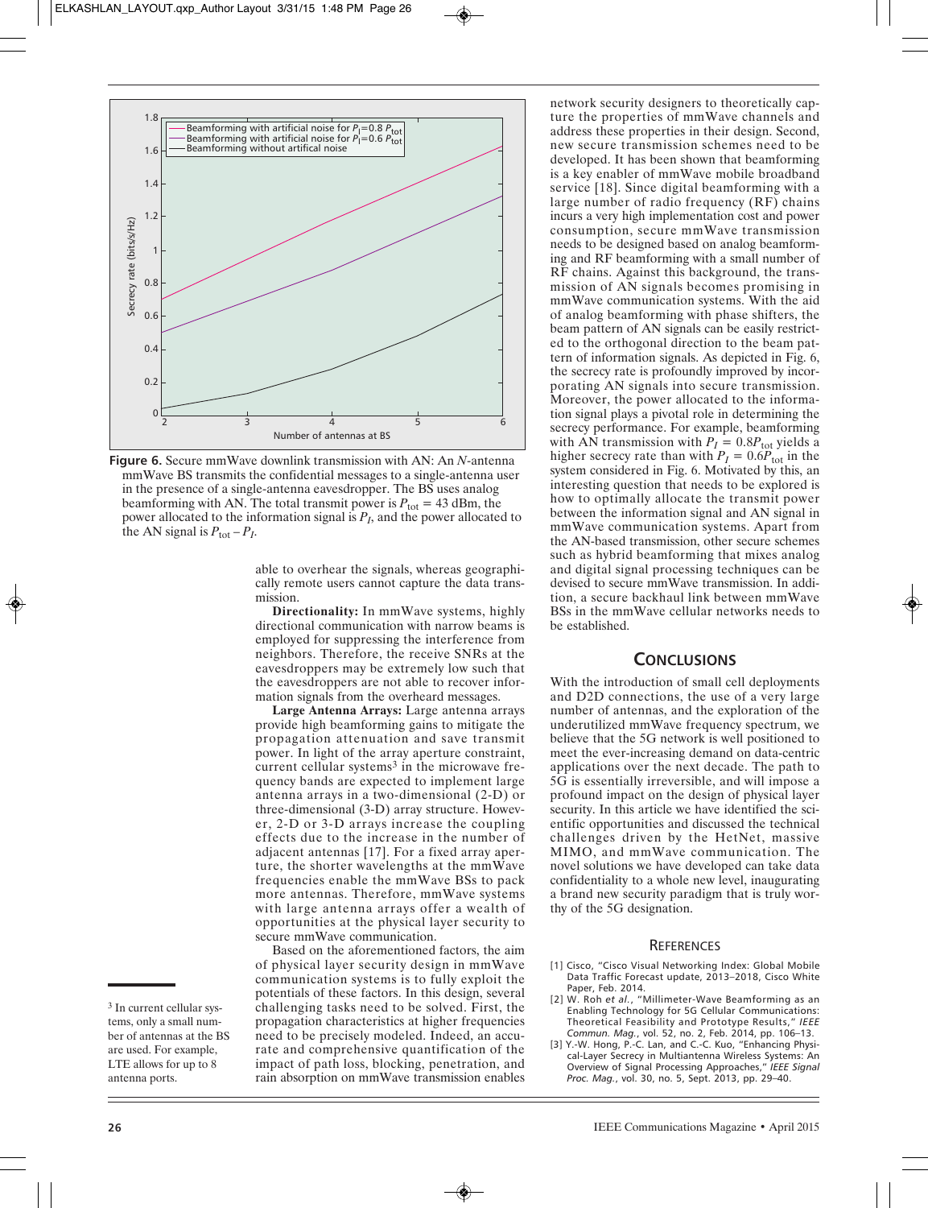Figure 6. Secure mmWave downlink transmission with AN: An $N$-antenna mmWave BS transmits the confidential messages to a single-antenna user in the presence of a single-antenna eavesdropper. The BS uses analog beamforming with AN. The total transmit power is $P_{tot}$ = 43 dBm, the power allocated to the information signal is $P_I$, and the power allocated to the AN signal is $P_{tot} - P_I$.

able to overhear the signals, whereas geographically remote users cannot capture the data transmission.

**Directionality:** In mmWave systems, highly directional communication with narrow beams is employed for suppressing the interference from neighbors. Therefore, the receive SNRs at the eavesdroppers may be extremely low such that the eavesdroppers are not able to recover information signals from the overheard messages.

**Large Antenna Arrays:** Large antenna arrays provide high beamforming gains to mitigate the propagation attenuation and save transmit power. In light of the array aperture constraint, current cellular systems[3] in the microwave frequency bands are expected to implement large antenna arrays in a two-dimensional (2-D) or three-dimensional (3-D) array structure. However, 2-D or 3-D arrays increase the coupling effects due to the increase in the number of adjacent antennas [17]. For a fixed array aperture, the shorter wavelengths at the mmWave frequencies enable the mmWave BSs to pack more antennas. Therefore, mmWave systems with large antenna arrays offer a wealth of opportunities at the physical layer security to secure mmWave communication.

Based on the aforementioned factors, the aim of physical layer security design in mmWave communication systems is to fully exploit the potentials of these factors. In this design, several challenging tasks need to be solved. First, the propagation characteristics at higher frequencies need to be precisely modeled. Indeed, an accurate and comprehensive quantification of the impact of path loss, blocking, penetration, and rain absorption on mmWave transmission enables network security designers to theoretically capture the properties of mmWave channels and address these properties in their design. Second, new secure transmission schemes need to be developed. It has been shown that beamforming is a key enabler of mmWave mobile broadband service [18]. Since digital beamforming with a large number of radio frequency (RF) chains incurs a very high implementation cost and power consumption, secure mmWave transmission needs to be designed based on analog beamforming and RF beamforming with a small number of RF chains. Against this background, the transmission of AN signals becomes promising in mmWave communication systems. With the aid of analog beamforming with phase shifters, the beam pattern of AN signals can be easily restricted to the orthogonal direction to the beam pattern of information signals. As depicted in Fig. 6, the secrecy rate is profoundly improved by incorporating AN signals into secure transmission. Moreover, the power allocated to the information signal plays a pivotal role in determining the secrecy performance. For example, beamforming with AN transmission with $P_I = 0.8P_{tot}$ yields a higher secrecy rate than with $P_I = 0.6P_{tot}$ in the system considered in Fig. 6. Motivated by this, an interesting question that needs to be explored is how to optimally allocate the transmit power between the information signal and AN signal in mmWave communication systems. Apart from the AN-based transmission, other secure schemes such as hybrid beamforming that mixes analog and digital signal processing techniques can be devised to secure mmWave transmission. In addition, a secure backhaul link between mmWave BSs in the mmWave cellular networks needs to be established.

[3] In current cellular systems, only a small number of antennas at the BS are used. For example, LTE allows for up to 8 antenna ports.

## Conclusions

With the introduction of small cell deployments and D2D connections, the use of a very large number of antennas, and the exploration of the underutilized mmWave frequency spectrum, we believe that the 5G network is well positioned to meet the ever-increasing demand on data-centric applications over the next decade. The path to 5G is essentially irreversible, and will impose a profound impact on the design of physical layer security. In this article we have identified the scientific opportunities and discussed the technical challenges driven by the HetNet, massive MIMO, and mmWave communication. The novel solutions we have developed can take data confidentiality to a whole new level, inaugurating a brand new security paradigm that is truly worthy of the 5G designation.

## References

[1] Cisco, "Cisco Visual Networking Index: Global Mobile Data Traffic Forecast update, 2013–2018, Cisco White Paper, Feb. 2014.

[2] W. Roh *et al.*, "Millimeter-Wave Beamforming as an Enabling Technology for 5G Cellular Communications: Theoretical Feasibility and Prototype Results," *IEEE Commun. Mag.*, vol. 52, no. 2, Feb. 2014, pp. 106–13.

[3] Y.-W. Hong, P.-C. Lan, and C.-C. Kuo, "Enhancing Physical-Layer Secrecy in Multiantenna Wireless Systems: An Overview of Signal Processing Approaches," *IEEE Signal Proc. Mag.*, vol. 30, no. 5, Sept. 2013, pp. 29–40.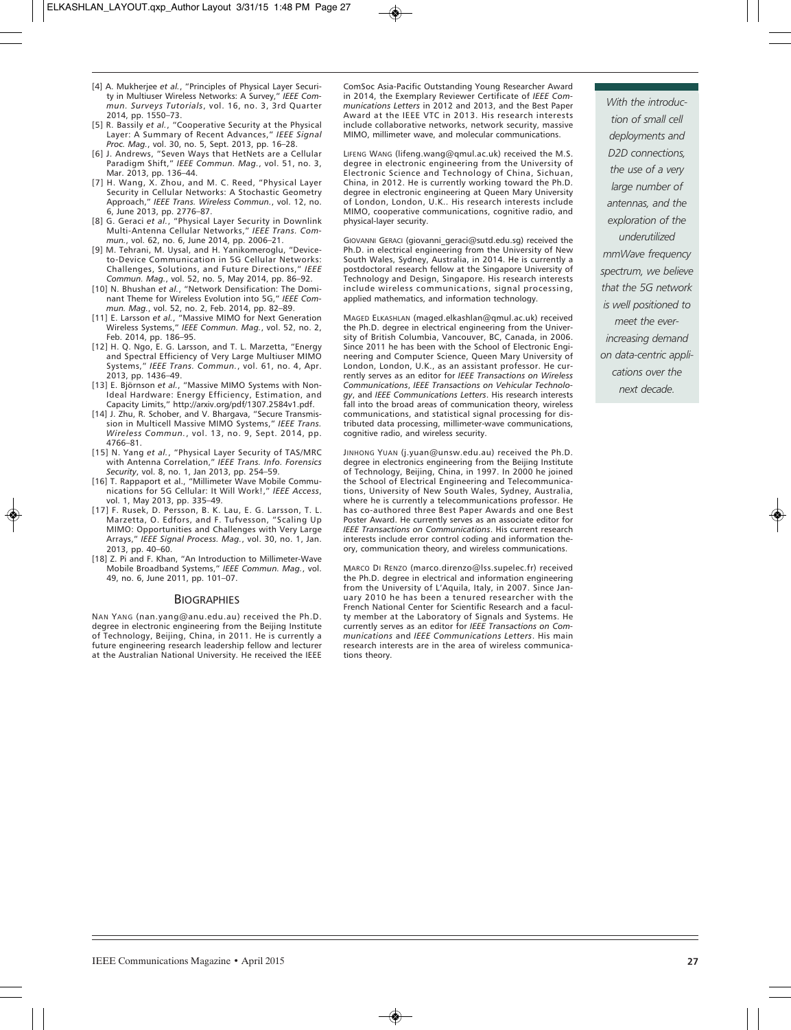[4] A. Mukherjee *et al.*, "Principles of Physical Layer Security in Multiuser Wireless Networks: A Survey," *IEEE Commun. Surveys Tutorials*, vol. 16, no. 3, 3rd Quarter 2014, pp. 1550–73.

[5] R. Bassily *et al.*, "Cooperative Security at the Physical Layer: A Summary of Recent Advances," *IEEE Signal Proc. Mag.*, vol. 30, no. 5, Sept. 2013, pp. 16–28.

[6] J. Andrews, "Seven Ways that HetNets are a Cellular Paradigm Shift," *IEEE Commun. Mag.*, vol. 51, no. 3, Mar. 2013, pp. 136–44.

[7] H. Wang, X. Zhou, and M. C. Reed, "Physical Layer Security in Cellular Networks: A Stochastic Geometry Approach," *IEEE Trans. Wireless Commun.*, vol. 12, no. 6, June 2013, pp. 2776–87.

[8] G. Geraci *et al.*, "Physical Layer Security in Downlink Multi-Antenna Cellular Networks," *IEEE Trans. Commun.*, vol. 62, no. 6, June 2014, pp. 2006–21.

[9] M. Tehrani, M. Uysal, and H. Yanikomeroglu, "Device-to-Device Communication in 5G Cellular Networks: Challenges, Solutions, and Future Directions," *IEEE Commun. Mag.*, vol. 52, no. 5, May 2014, pp. 86–92.

[10] N. Bhushan *et al.*, "Network Densification: The Dominant Theme for Wireless Evolution into 5G," *IEEE Commun. Mag.*, vol. 52, no. 2, Feb. 2014, pp. 82–89.

[11] E. Larsson *et al.*, "Massive MIMO for Next Generation Wireless Systems," *IEEE Commun. Mag.*, vol. 52, no. 2, Feb. 2014, pp. 186–95.

[12] H. Q. Ngo, E. G. Larsson, and T. L. Marzetta, "Energy and Spectral Efficiency of Very Large Multiuser MIMO Systems," *IEEE Trans. Commun.*, vol. 61, no. 4, Apr. 2013, pp. 1436–49.

[13] E. Björnson *et al.*, "Massive MIMO Systems with Non-Ideal Hardware: Energy Efficiency, Estimation, and Capacity Limits," http://arxiv.org/pdf/1307.2584v1.pdf.

[14] J. Zhu, R. Schober, and V. Bhargava, "Secure Transmission in Multicell Massive MIMO Systems," *IEEE Trans. Wireless Commun.*, vol. 13, no. 9, Sept. 2014, pp. 4766–81.

[15] N. Yang *et al.*, "Physical Layer Security of TAS/MRC with Antenna Correlation," *IEEE Trans. Info. Forensics Security*, vol. 8, no. 1, Jan 2013, pp. 254–59.

[16] T. Rappaport et al., "Millimeter Wave Mobile Communications for 5G Cellular: It Will Work!," *IEEE Access*, vol. 1, May 2013, pp. 335–49.

[17] F. Rusek, D. Persson, B. K. Lau, E. G. Larsson, T. L. Marzetta, O. Edfors, and F. Tufvesson, "Scaling Up MIMO: Opportunities and Challenges with Very Large Arrays," *IEEE Signal Process. Mag.*, vol. 30, no. 1, Jan. 2013, pp. 40–60.

[18] Z. Pi and F. Khan, "An Introduction to Millimeter-Wave Mobile Broadband Systems," *IEEE Commun. Mag.*, vol. 49, no. 6, June 2011, pp. 101–07.

## Biographies

NAN YANG (nan.yang@anu.edu.au) received the Ph.D. degree in electronic engineering from the Beijing Institute of Technology, Beijing, China, in 2011. He is currently a future engineering research leadership fellow and lecturer at the Australian National University. He received the IEEE ComSoc Asia-Pacific Outstanding Young Researcher Award in 2014, the Exemplary Reviewer Certificate of *IEEE Communications Letters* in 2012 and 2013, and the Best Paper Award at the IEEE VTC in 2013. His research interests include collaborative networks, network security, massive MIMO, millimeter wave, and molecular communications.

LIFENG WANG (lifeng.wang@qmul.ac.uk) received the M.S. degree in electronic engineering from the University of Electronic Science and Technology of China, Sichuan, China, in 2012. He is currently working toward the Ph.D. degree in electronic engineering at Queen Mary University of London, London, U.K.. His research interests include MIMO, cooperative communications, cognitive radio, and physical-layer security.

GIOVANNI GERACI (giovanni_geraci@sutd.edu.sg) received the Ph.D. in electrical engineering from the University of New South Wales, Sydney, Australia, in 2014. He is currently a postdoctoral research fellow at the Singapore University of Technology and Design, Singapore. His research interests include wireless communications, signal processing, applied mathematics, and information technology.

MAGED ELKASHLAN (maged.elkashlan@qmul.ac.uk) received the Ph.D. degree in electrical engineering from the University of British Columbia, Vancouver, BC, Canada, in 2006. Since 2011 he has been with the School of Electronic Engineering and Computer Science, Queen Mary University of London, London, U.K., as an assistant professor. He currently serves as an editor for *IEEE Transactions on Wireless Communications*, *IEEE Transactions on Vehicular Technology*, and *IEEE Communications Letters*. His research interests fall into the broad areas of communication theory, wireless communications, and statistical signal processing for distributed data processing, millimeter-wave communications, cognitive radio, and wireless security.

JINHONG YUAN (j.yuan@unsw.edu.au) received the Ph.D. degree in electronics engineering from the Beijing Institute of Technology, Beijing, China, in 1997. In 2000 he joined the School of Electrical Engineering and Telecommunications, University of New South Wales, Sydney, Australia, where he is currently a telecommunications professor. He has co-authored three Best Paper Awards and one Best Poster Award. He currently serves as an associate editor for *IEEE Transactions on Communications*. His current research interests include error control coding and information theory, communication theory, and wireless communications.

MARCO DI RENZO (marco.direnzo@lss.supelec.fr) received the Ph.D. degree in electrical and information engineering from the University of L'Aquila, Italy, in 2007. Since January 2010 he has been a tenured researcher with the French National Center for Scientific Research and a faculty member at the Laboratory of Signals and Systems. He currently serves as an editor for *IEEE Transactions on Communications* and *IEEE Communications Letters*. His main research interests are in the area of wireless communications theory.

*With the introduction of small cell deployments and D2D connections, the use of a very large number of antennas, and the exploration of the underutilized mmWave frequency spectrum, we believe that the 5G network is well positioned to meet the ever-increasing demand on data-centric applications over the next decade.*